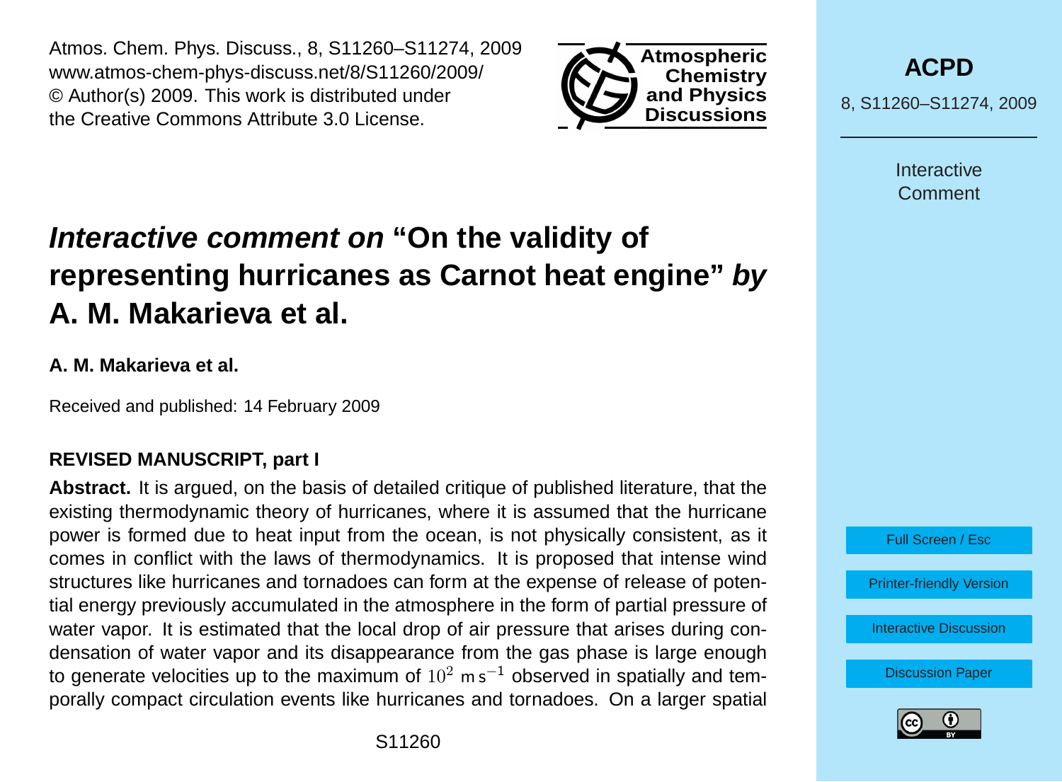# *Interactive comment on* "On the validity of representing hurricanes as Carnot heat engine" *by* A. M. Makarieva et al.

**A. M. Makarieva et al.**

Received and published: 14 February 2009

**REVISED MANUSCRIPT, part I**

**Abstract.** It is argued, on the basis of detailed critique of published literature, that the existing thermodynamic theory of hurricanes, where it is assumed that the hurricane power is formed due to heat input from the ocean, is not physically consistent, as it comes in conflict with the laws of thermodynamics. It is proposed that intense wind structures like hurricanes and tornadoes can form at the expense of release of potential energy previously accumulated in the atmosphere in the form of partial pressure of water vapor. It is estimated that the local drop of air pressure that arises during condensation of water vapor and its disappearance from the gas phase is large enough to generate velocities up to the maximum of $10^2$ m s$^{-1}$ observed in spatially and temporally compact circulation events like hurricanes and tornadoes. On a larger spatial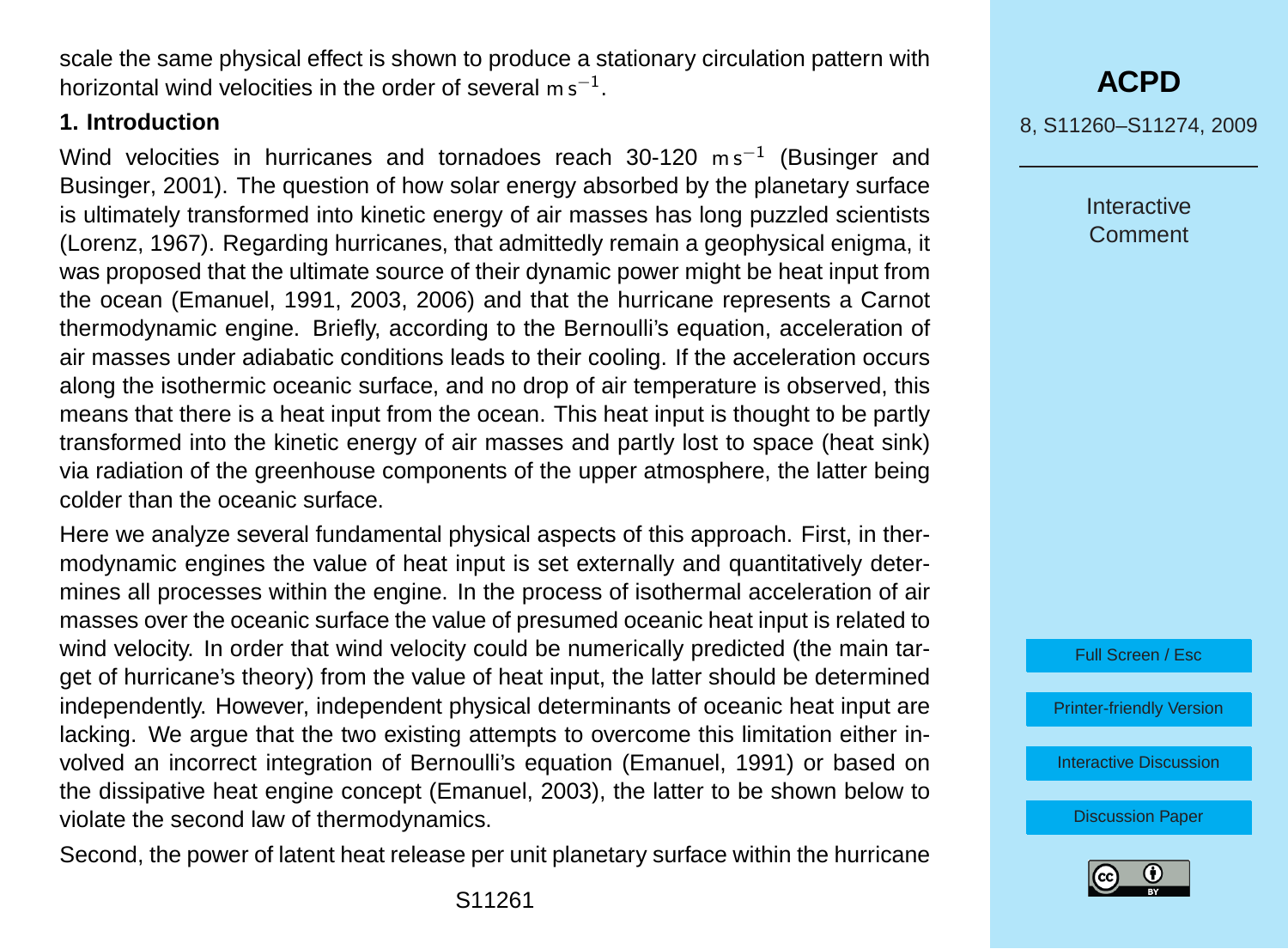scale the same physical effect is shown to produce a stationary circulation pattern with horizontal wind velocities in the order of several $\mathrm{m\,s^{-1}}$.

## 1. Introduction

Wind velocities in hurricanes and tornadoes reach 30-120 $\mathrm{m\,s^{-1}}$ (Businger and Businger, 2001). The question of how solar energy absorbed by the planetary surface is ultimately transformed into kinetic energy of air masses has long puzzled scientists (Lorenz, 1967). Regarding hurricanes, that admittedly remain a geophysical enigma, it was proposed that the ultimate source of their dynamic power might be heat input from the ocean (Emanuel, 1991, 2003, 2006) and that the hurricane represents a Carnot thermodynamic engine. Briefly, according to the Bernoulli's equation, acceleration of air masses under adiabatic conditions leads to their cooling. If the acceleration occurs along the isothermic oceanic surface, and no drop of air temperature is observed, this means that there is a heat input from the ocean. This heat input is thought to be partly transformed into the kinetic energy of air masses and partly lost to space (heat sink) via radiation of the greenhouse components of the upper atmosphere, the latter being colder than the oceanic surface.

Here we analyze several fundamental physical aspects of this approach. First, in thermodynamic engines the value of heat input is set externally and quantitatively determines all processes within the engine. In the process of isothermal acceleration of air masses over the oceanic surface the value of presumed oceanic heat input is related to wind velocity. In order that wind velocity could be numerically predicted (the main target of hurricane's theory) from the value of heat input, the latter should be determined independently. However, independent physical determinants of oceanic heat input are lacking. We argue that the two existing attempts to overcome this limitation either involved an incorrect integration of Bernoulli's equation (Emanuel, 1991) or based on the dissipative heat engine concept (Emanuel, 2003), the latter to be shown below to violate the second law of thermodynamics.

Second, the power of latent heat release per unit planetary surface within the hurricane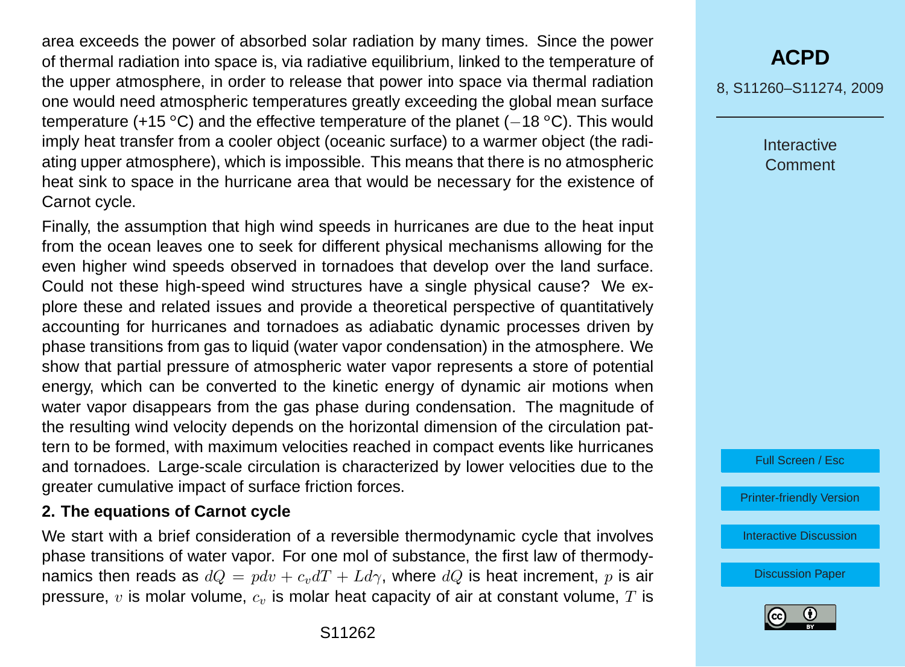area exceeds the power of absorbed solar radiation by many times. Since the power of thermal radiation into space is, via radiative equilibrium, linked to the temperature of the upper atmosphere, in order to release that power into space via thermal radiation one would need atmospheric temperatures greatly exceeding the global mean surface temperature (+15 °C) and the effective temperature of the planet ($-18$ °C). This would imply heat transfer from a cooler object (oceanic surface) to a warmer object (the radiating upper atmosphere), which is impossible. This means that there is no atmospheric heat sink to space in the hurricane area that would be necessary for the existence of Carnot cycle.

Finally, the assumption that high wind speeds in hurricanes are due to the heat input from the ocean leaves one to seek for different physical mechanisms allowing for the even higher wind speeds observed in tornadoes that develop over the land surface. Could not these high-speed wind structures have a single physical cause? We explore these and related issues and provide a theoretical perspective of quantitatively accounting for hurricanes and tornadoes as adiabatic dynamic processes driven by phase transitions from gas to liquid (water vapor condensation) in the atmosphere. We show that partial pressure of atmospheric water vapor represents a store of potential energy, which can be converted to the kinetic energy of dynamic air motions when water vapor disappears from the gas phase during condensation. The magnitude of the resulting wind velocity depends on the horizontal dimension of the circulation pattern to be formed, with maximum velocities reached in compact events like hurricanes and tornadoes. Large-scale circulation is characterized by lower velocities due to the greater cumulative impact of surface friction forces.

**2. The equations of Carnot cycle**

We start with a brief consideration of a reversible thermodynamic cycle that involves phase transitions of water vapor. For one mol of substance, the first law of thermodynamics then reads as $dQ = pdv + c_v dT + Ld\gamma$, where $dQ$ is heat increment, $p$ is air pressure, $v$ is molar volume, $c_v$ is molar heat capacity of air at constant volume, $T$ is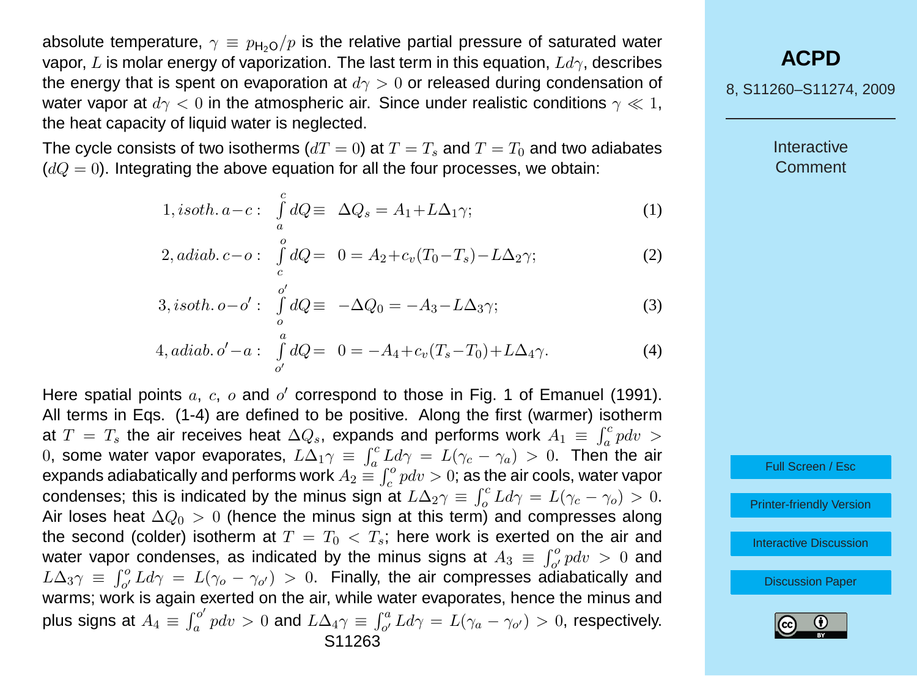absolute temperature, $\gamma \equiv p_{\mathrm{H_2O}}/p$ is the relative partial pressure of saturated water vapor, $L$ is molar energy of vaporization. The last term in this equation, $Ld\gamma$, describes the energy that is spent on evaporation at $d\gamma > 0$ or released during condensation of water vapor at $d\gamma < 0$ in the atmospheric air. Since under realistic conditions $\gamma \ll 1$, the heat capacity of liquid water is neglected.

The cycle consists of two isotherms ($dT = 0$) at $T = T_s$ and $T = T_0$ and two adiabates ($dQ = 0$). Integrating the above equation for all the four processes, we obtain:

$$1, isoth.\, a{-}c: \quad \int_a^c dQ \equiv \ \Delta Q_s = A_1 + L\Delta_1\gamma; \tag{1}$$

$$2, adiab.\, c{-}o: \quad \int_c^o dQ = \ 0 = A_2 + c_v(T_0 - T_s) - L\Delta_2\gamma; \tag{2}$$

$$3, isoth.\, o{-}o': \quad \int_o^{o'} dQ \equiv \ -\Delta Q_0 = -A_3 - L\Delta_3\gamma; \tag{3}$$

$$4, adiab.\, o'{-}a: \quad \int_{o'}^a dQ = \ 0 = -A_4 + c_v(T_s - T_0) + L\Delta_4\gamma. \tag{4}$$

Here spatial points $a$, $c$, $o$ and $o'$ correspond to those in Fig. 1 of Emanuel (1991). All terms in Eqs. (1-4) are defined to be positive. Along the first (warmer) isotherm at $T = T_s$ the air receives heat $\Delta Q_s$, expands and performs work $A_1 \equiv \int_a^c pdv > 0$, some water vapor evaporates, $L\Delta_1\gamma \equiv \int_a^c Ld\gamma = L(\gamma_c - \gamma_a) > 0$. Then the air expands adiabatically and performs work $A_2 \equiv \int_c^o pdv > 0$; as the air cools, water vapor condenses; this is indicated by the minus sign at $L\Delta_2\gamma \equiv \int_o^c Ld\gamma = L(\gamma_c - \gamma_o) > 0$. Air loses heat $\Delta Q_0 > 0$ (hence the minus sign at this term) and compresses along the second (colder) isotherm at $T = T_0 < T_s$; here work is exerted on the air and water vapor condenses, as indicated by the minus signs at $A_3 \equiv \int_{o'}^o pdv > 0$ and $L\Delta_3\gamma \equiv \int_{o'}^o Ld\gamma = L(\gamma_o - \gamma_{o'}) > 0$. Finally, the air compresses adiabatically and warms; work is again exerted on the air, while water evaporates, hence the minus and plus signs at $A_4 \equiv \int_a^{o'} pdv > 0$ and $L\Delta_4\gamma \equiv \int_{o'}^a Ld\gamma = L(\gamma_a - \gamma_{o'}) > 0$, respectively.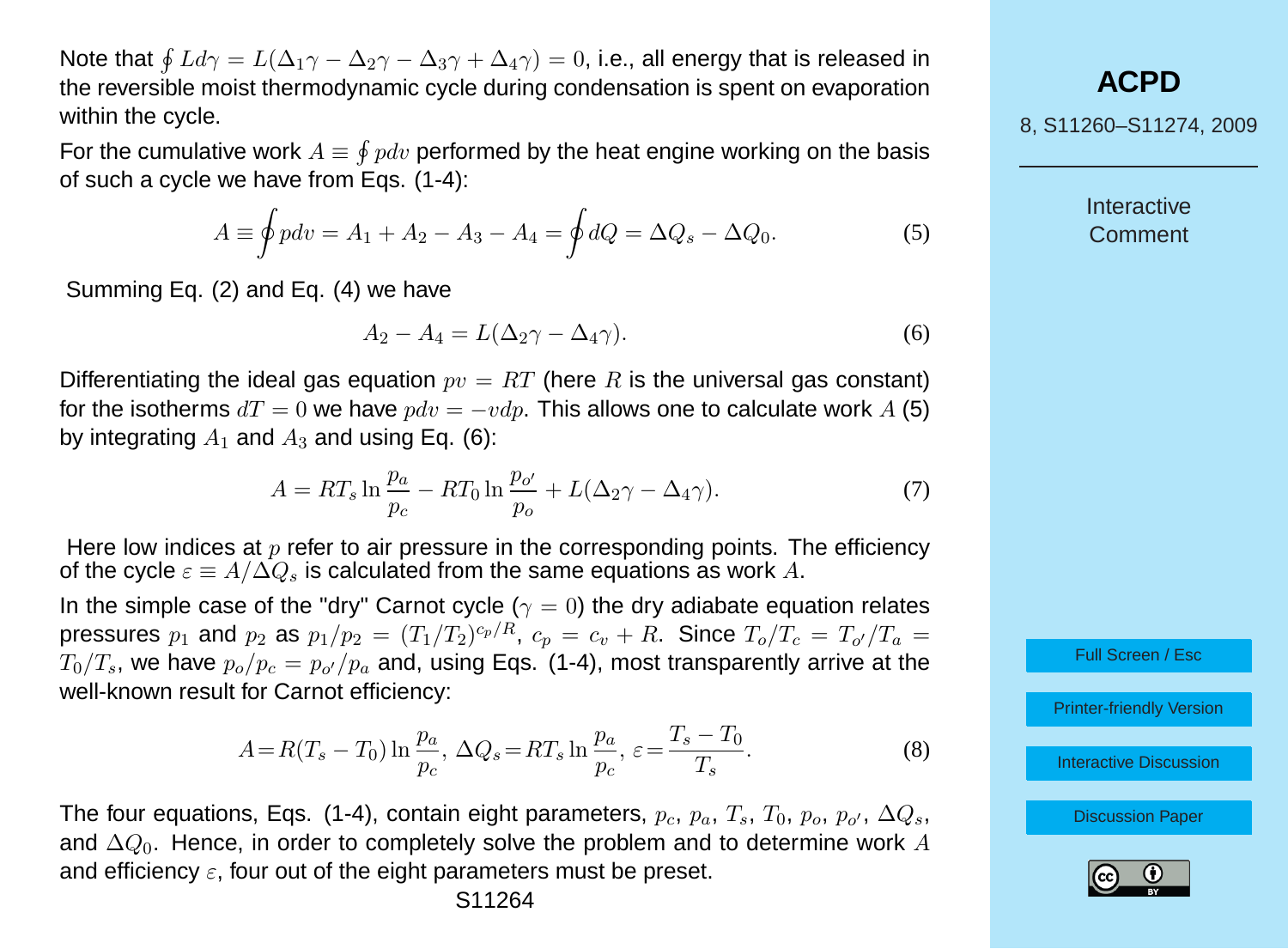Note that $\oint L d\gamma = L(\Delta_1\gamma - \Delta_2\gamma - \Delta_3\gamma + \Delta_4\gamma) = 0$, i.e., all energy that is released in the reversible moist thermodynamic cycle during condensation is spent on evaporation within the cycle.

For the cumulative work $A \equiv \oint p dv$ performed by the heat engine working on the basis of such a cycle we have from Eqs. (1-4):

$$A \equiv \oint p dv = A_1 + A_2 - A_3 - A_4 = \oint dQ = \Delta Q_s - \Delta Q_0. \tag{5}$$

Summing Eq. (2) and Eq. (4) we have

$$A_2 - A_4 = L(\Delta_2\gamma - \Delta_4\gamma). \tag{6}$$

Differentiating the ideal gas equation $pv = RT$ (here $R$ is the universal gas constant) for the isotherms $dT = 0$ we have $pdv = -vdp$. This allows one to calculate work $A$ (5) by integrating $A_1$ and $A_3$ and using Eq. (6):

$$A = RT_s \ln\frac{p_a}{p_c} - RT_0 \ln\frac{p_{o'}}{p_o} + L(\Delta_2\gamma - \Delta_4\gamma). \tag{7}$$

Here low indices at $p$ refer to air pressure in the corresponding points. The efficiency of the cycle $\varepsilon \equiv A/\Delta Q_s$ is calculated from the same equations as work $A$.

In the simple case of the "dry" Carnot cycle ($\gamma = 0$) the dry adiabate equation relates pressures $p_1$ and $p_2$ as $p_1/p_2 = (T_1/T_2)^{c_p/R}$, $c_p = c_v + R$. Since $T_o/T_c = T_{o'}/T_a = T_0/T_s$, we have $p_o/p_c = p_{o'}/p_a$ and, using Eqs. (1-4), most transparently arrive at the well-known result for Carnot efficiency:

$$A = R(T_s - T_0)\ln\frac{p_a}{p_c},\ \Delta Q_s = RT_s \ln\frac{p_a}{p_c},\ \varepsilon = \frac{T_s - T_0}{T_s}. \tag{8}$$

The four equations, Eqs. (1-4), contain eight parameters, $p_c$, $p_a$, $T_s$, $T_0$, $p_o$, $p_{o'}$, $\Delta Q_s$, and $\Delta Q_0$. Hence, in order to completely solve the problem and to determine work $A$ and efficiency $\varepsilon$, four out of the eight parameters must be preset.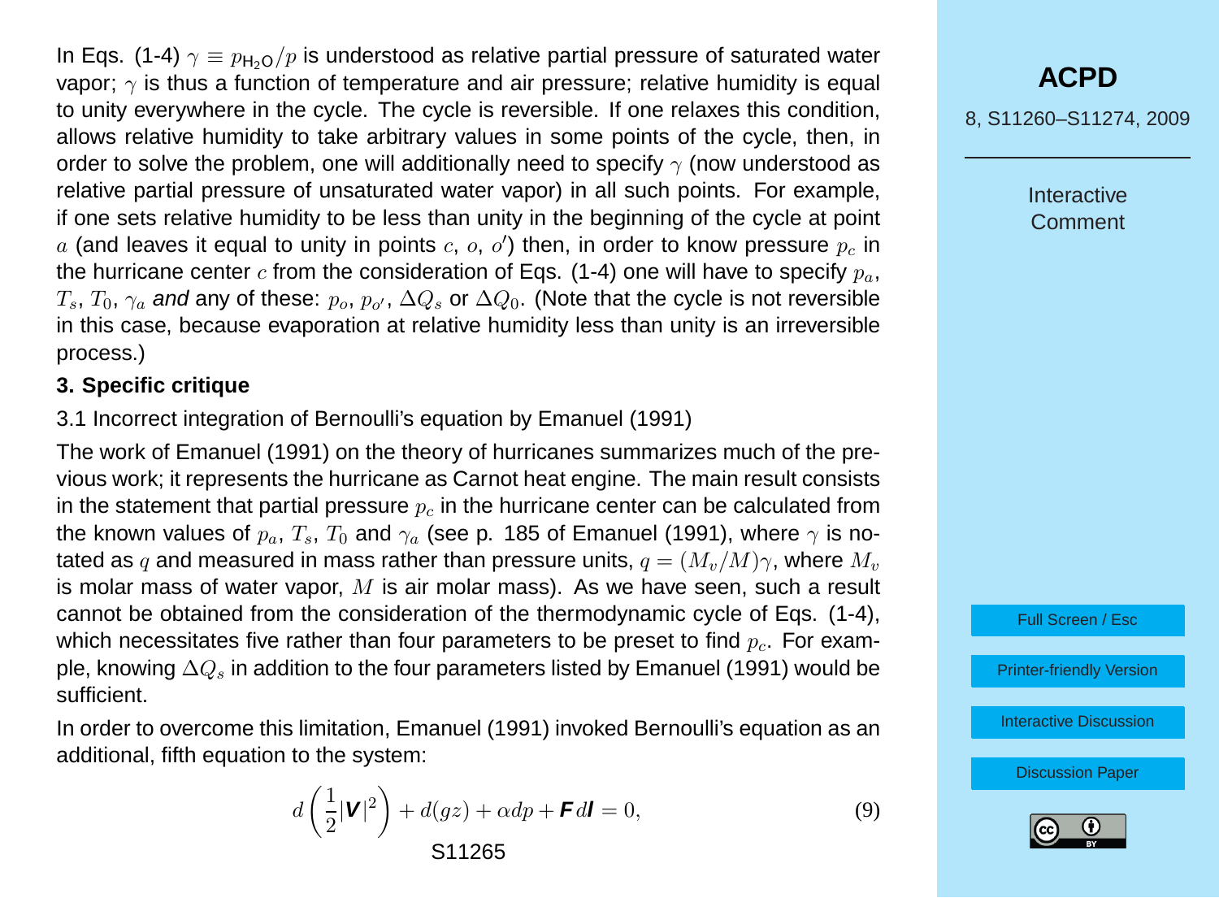In Eqs. (1-4) $\gamma \equiv p_{\mathrm{H_2O}}/p$ is understood as relative partial pressure of saturated water vapor; $\gamma$ is thus a function of temperature and air pressure; relative humidity is equal to unity everywhere in the cycle. The cycle is reversible. If one relaxes this condition, allows relative humidity to take arbitrary values in some points of the cycle, then, in order to solve the problem, one will additionally need to specify $\gamma$ (now understood as relative partial pressure of unsaturated water vapor) in all such points. For example, if one sets relative humidity to be less than unity in the beginning of the cycle at point $a$ (and leaves it equal to unity in points $c$, $o$, $o'$) then, in order to know pressure $p_c$ in the hurricane center $c$ from the consideration of Eqs. (1-4) one will have to specify $p_a$, $T_s$, $T_0$, $\gamma_a$ *and* any of these: $p_o$, $p_{o'}$, $\Delta Q_s$ or $\Delta Q_0$. (Note that the cycle is not reversible in this case, because evaporation at relative humidity less than unity is an irreversible process.)

### 3. Specific critique

3.1 Incorrect integration of Bernoulli's equation by Emanuel (1991)

The work of Emanuel (1991) on the theory of hurricanes summarizes much of the previous work; it represents the hurricane as Carnot heat engine. The main result consists in the statement that partial pressure $p_c$ in the hurricane center can be calculated from the known values of $p_a$, $T_s$, $T_0$ and $\gamma_a$ (see p. 185 of Emanuel (1991), where $\gamma$ is notated as $q$ and measured in mass rather than pressure units, $q = (M_v/M)\gamma$, where $M_v$ is molar mass of water vapor, $M$ is air molar mass). As we have seen, such a result cannot be obtained from the consideration of the thermodynamic cycle of Eqs. (1-4), which necessitates five rather than four parameters to be preset to find $p_c$. For example, knowing $\Delta Q_s$ in addition to the four parameters listed by Emanuel (1991) would be sufficient.

In order to overcome this limitation, Emanuel (1991) invoked Bernoulli's equation as an additional, fifth equation to the system:

$$d\left(\frac{1}{2}|\boldsymbol{V}|^2\right) + d(gz) + \alpha dp + \boldsymbol{F}d\boldsymbol{l} = 0, \tag{9}$$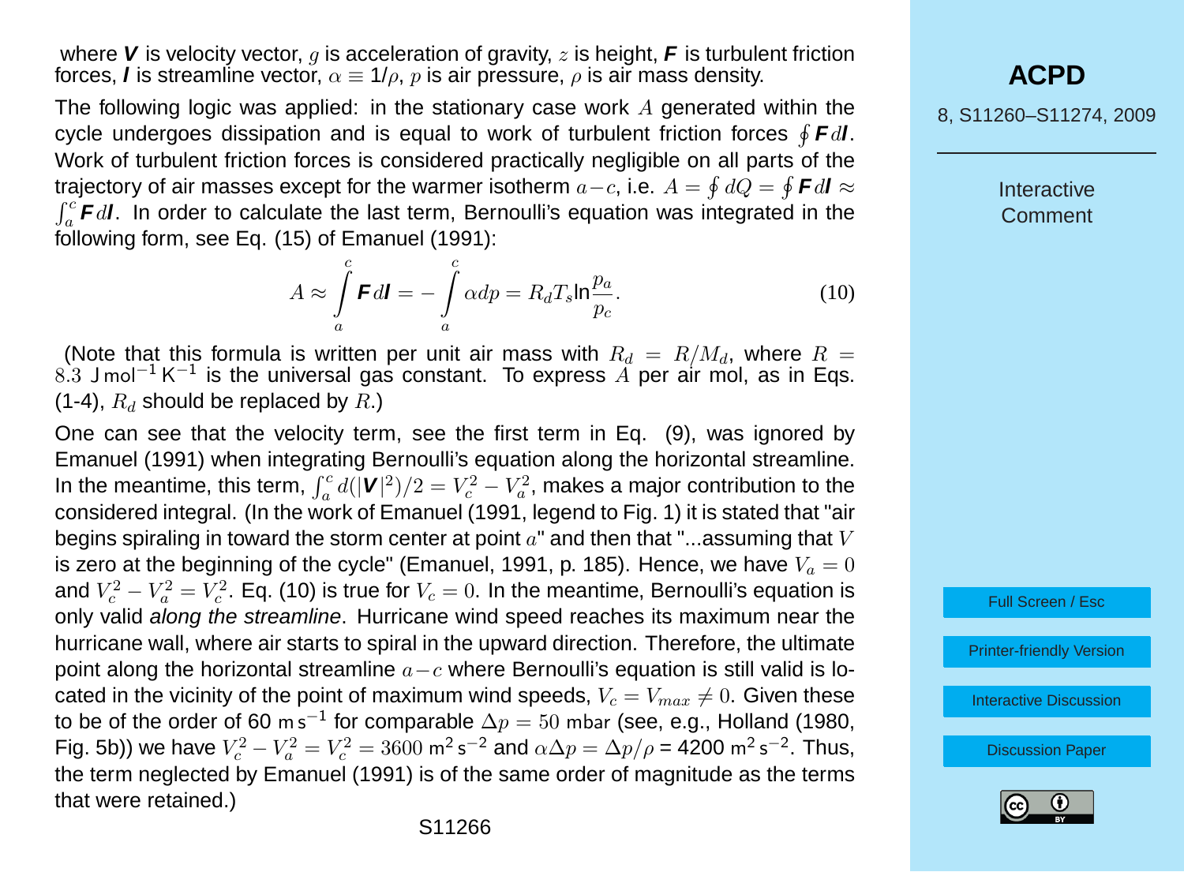where $\boldsymbol{V}$ is velocity vector, $g$ is acceleration of gravity, $z$ is height, $\boldsymbol{F}$ is turbulent friction forces, $\boldsymbol{l}$ is streamline vector, $\alpha \equiv 1/\rho$, $p$ is air pressure, $\rho$ is air mass density.

The following logic was applied: in the stationary case work $A$ generated within the cycle undergoes dissipation and is equal to work of turbulent friction forces $\oint \boldsymbol{F} d\boldsymbol{l}$. Work of turbulent friction forces is considered practically negligible on all parts of the trajectory of air masses except for the warmer isotherm $a-c$, i.e. $A = \oint dQ = \oint \boldsymbol{F} d\boldsymbol{l} \approx \int_a^c \boldsymbol{F} d\boldsymbol{l}$. In order to calculate the last term, Bernoulli's equation was integrated in the following form, see Eq. (15) of Emanuel (1991):

$$A \approx \int_a^c \boldsymbol{F} d\boldsymbol{l} = -\int_a^c \alpha dp = R_d T_s \ln \frac{p_a}{p_c}. \quad (10)$$

(Note that this formula is written per unit air mass with $R_d = R/M_d$, where $R = 8.3$ J mol$^{-1}$ K$^{-1}$ is the universal gas constant. To express $A$ per air mol, as in Eqs. (1-4), $R_d$ should be replaced by $R$.)

One can see that the velocity term, see the first term in Eq. (9), was ignored by Emanuel (1991) when integrating Bernoulli's equation along the horizontal streamline. In the meantime, this term, $\int_a^c d(|\boldsymbol{V}|^2)/2 = V_c^2 - V_a^2$, makes a major contribution to the considered integral. (In the work of Emanuel (1991, legend to Fig. 1) it is stated that "air begins spiraling in toward the storm center at point $a$" and then that "...assuming that $V$ is zero at the beginning of the cycle" (Emanuel, 1991, p. 185). Hence, we have $V_a = 0$ and $V_c^2 - V_a^2 = V_c^2$. Eq. (10) is true for $V_c = 0$. In the meantime, Bernoulli's equation is only valid *along the streamline*. Hurricane wind speed reaches its maximum near the hurricane wall, where air starts to spiral in the upward direction. Therefore, the ultimate point along the horizontal streamline $a-c$ where Bernoulli's equation is still valid is located in the vicinity of the point of maximum wind speeds, $V_c = V_{max} \neq 0$. Given these to be of the order of 60 m s$^{-1}$ for comparable $\Delta p = 50$ mbar (see, e.g., Holland (1980, Fig. 5b)) we have $V_c^2 - V_a^2 = V_c^2 = 3600$ m$^2$ s$^{-2}$ and $\alpha \Delta p = \Delta p/\rho$ = 4200 m$^2$ s$^{-2}$. Thus, the term neglected by Emanuel (1991) is of the same order of magnitude as the terms that were retained.)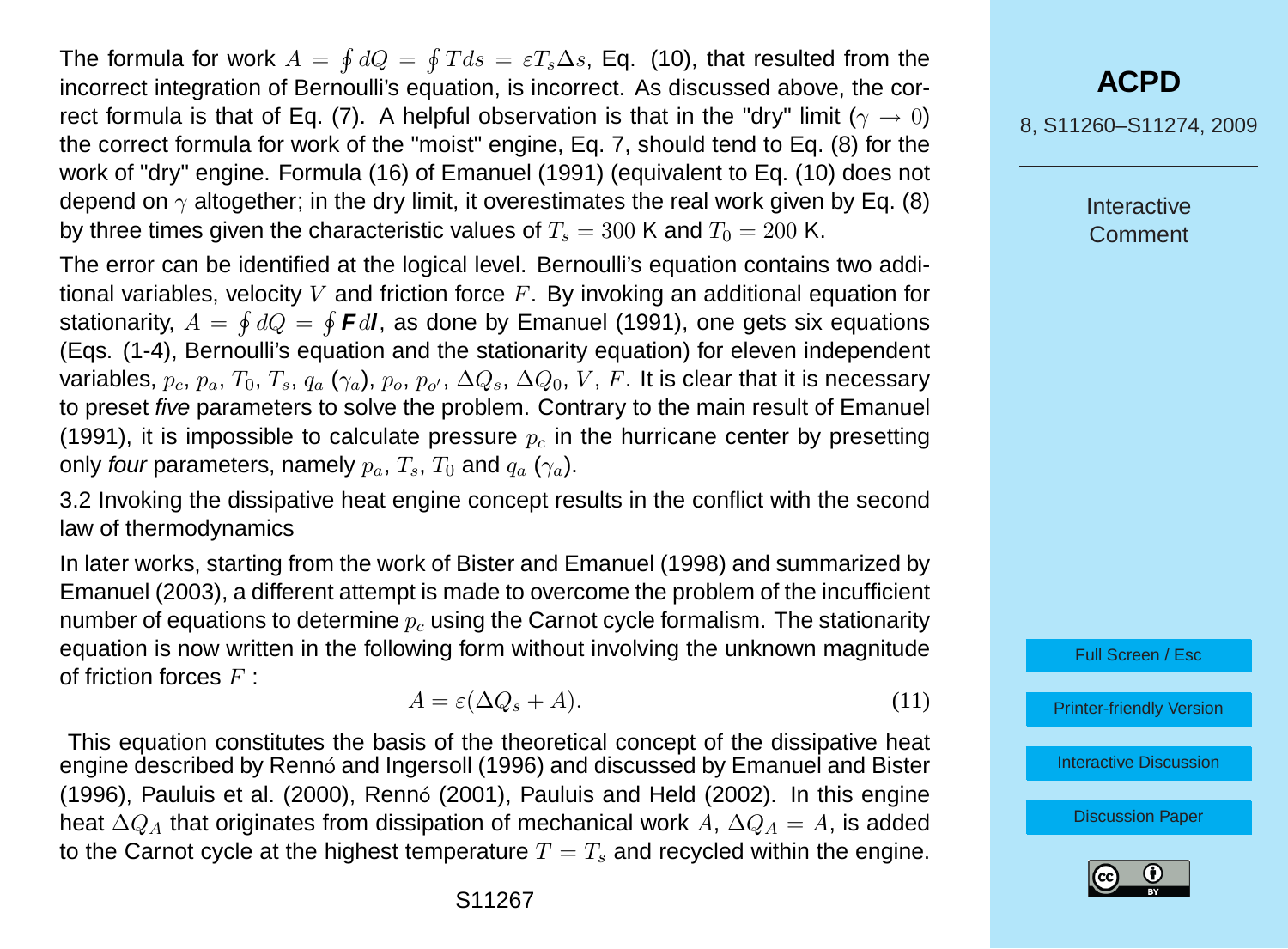The formula for work $A = \oint dQ = \oint T ds = \varepsilon T_s \Delta s$, Eq. (10), that resulted from the incorrect integration of Bernoulli's equation, is incorrect. As discussed above, the correct formula is that of Eq. (7). A helpful observation is that in the "dry" limit ($\gamma \to 0$) the correct formula for work of the "moist" engine, Eq. 7, should tend to Eq. (8) for the work of "dry" engine. Formula (16) of Emanuel (1991) (equivalent to Eq. (10) does not depend on $\gamma$ altogether; in the dry limit, it overestimates the real work given by Eq. (8) by three times given the characteristic values of $T_s = 300$ K and $T_0 = 200$ K.

The error can be identified at the logical level. Bernoulli's equation contains two additional variables, velocity $V$ and friction force $F$. By invoking an additional equation for stationarity, $A = \oint dQ = \oint \boldsymbol{F} d\boldsymbol{l}$, as done by Emanuel (1991), one gets six equations (Eqs. (1-4), Bernoulli's equation and the stationarity equation) for eleven independent variables, $p_c$, $p_a$, $T_0$, $T_s$, $q_a$ ($\gamma_a$), $p_o$, $p_{o'}$, $\Delta Q_s$, $\Delta Q_0$, $V$, $F$. It is clear that it is necessary to preset *five* parameters to solve the problem. Contrary to the main result of Emanuel (1991), it is impossible to calculate pressure $p_c$ in the hurricane center by presetting only *four* parameters, namely $p_a$, $T_s$, $T_0$ and $q_a$ ($\gamma_a$).

### 3.2 Invoking the dissipative heat engine concept results in the conflict with the second law of thermodynamics

In later works, starting from the work of Bister and Emanuel (1998) and summarized by Emanuel (2003), a different attempt is made to overcome the problem of the incufficient number of equations to determine $p_c$ using the Carnot cycle formalism. The stationarity equation is now written in the following form without involving the unknown magnitude of friction forces $F$ :

$$A = \varepsilon(\Delta Q_s + A). \qquad (11)$$

This equation constitutes the basis of the theoretical concept of the dissipative heat engine described by Rennó and Ingersoll (1996) and discussed by Emanuel and Bister (1996), Pauluis et al. (2000), Rennó (2001), Pauluis and Held (2002). In this engine heat $\Delta Q_A$ that originates from dissipation of mechanical work $A$, $\Delta Q_A = A$, is added to the Carnot cycle at the highest temperature $T = T_s$ and recycled within the engine.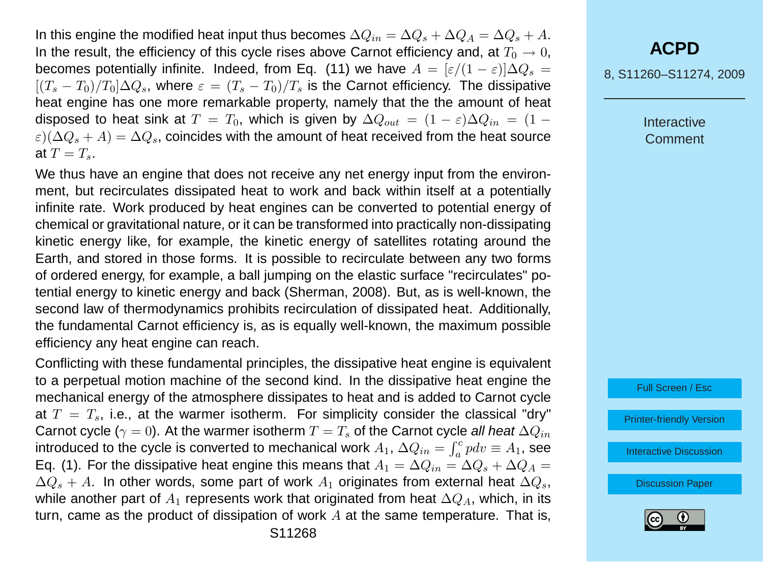In this engine the modified heat input thus becomes $\Delta Q_{in} = \Delta Q_s + \Delta Q_A = \Delta Q_s + A$. In the result, the efficiency of this cycle rises above Carnot efficiency and, at $T_0 \to 0$, becomes potentially infinite. Indeed, from Eq. (11) we have $A = [\varepsilon/(1-\varepsilon)]\Delta Q_s = [(T_s - T_0)/T_0]\Delta Q_s$, where $\varepsilon = (T_s - T_0)/T_s$ is the Carnot efficiency. The dissipative heat engine has one more remarkable property, namely that the the amount of heat disposed to heat sink at $T = T_0$, which is given by $\Delta Q_{out} = (1-\varepsilon)\Delta Q_{in} = (1-\varepsilon)(\Delta Q_s + A) = \Delta Q_s$, coincides with the amount of heat received from the heat source at $T = T_s$.

We thus have an engine that does not receive any net energy input from the environment, but recirculates dissipated heat to work and back within itself at a potentially infinite rate. Work produced by heat engines can be converted to potential energy of chemical or gravitational nature, or it can be transformed into practically non-dissipating kinetic energy like, for example, the kinetic energy of satellites rotating around the Earth, and stored in those forms. It is possible to recirculate between any two forms of ordered energy, for example, a ball jumping on the elastic surface "recirculates" potential energy to kinetic energy and back (Sherman, 2008). But, as is well-known, the second law of thermodynamics prohibits recirculation of dissipated heat. Additionally, the fundamental Carnot efficiency is, as is equally well-known, the maximum possible efficiency any heat engine can reach.

Conflicting with these fundamental principles, the dissipative heat engine is equivalent to a perpetual motion machine of the second kind. In the dissipative heat engine the mechanical energy of the atmosphere dissipates to heat and is added to Carnot cycle at $T = T_s$, i.e., at the warmer isotherm. For simplicity consider the classical "dry" Carnot cycle ($\gamma = 0$). At the warmer isotherm $T = T_s$ of the Carnot cycle *all heat* $\Delta Q_{in}$ introduced to the cycle is converted to mechanical work $A_1$, $\Delta Q_{in} = \int_a^c p dv \equiv A_1$, see Eq. (1). For the dissipative heat engine this means that $A_1 = \Delta Q_{in} = \Delta Q_s + \Delta Q_A = \Delta Q_s + A$. In other words, some part of work $A_1$ originates from external heat $\Delta Q_s$, while another part of $A_1$ represents work that originated from heat $\Delta Q_A$, which, in its turn, came as the product of dissipation of work $A$ at the same temperature. That is,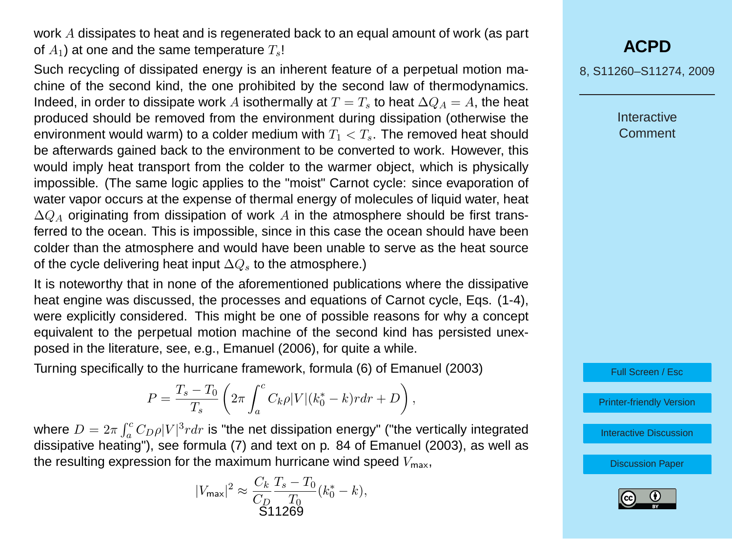work $A$ dissipates to heat and is regenerated back to an equal amount of work (as part of $A_1$) at one and the same temperature $T_s$!

Such recycling of dissipated energy is an inherent feature of a perpetual motion machine of the second kind, the one prohibited by the second law of thermodynamics. Indeed, in order to dissipate work $A$ isothermally at $T = T_s$ to heat $\Delta Q_A = A$, the heat produced should be removed from the environment during dissipation (otherwise the environment would warm) to a colder medium with $T_1 < T_s$. The removed heat should be afterwards gained back to the environment to be converted to work. However, this would imply heat transport from the colder to the warmer object, which is physically impossible. (The same logic applies to the "moist" Carnot cycle: since evaporation of water vapor occurs at the expense of thermal energy of molecules of liquid water, heat $\Delta Q_A$ originating from dissipation of work $A$ in the atmosphere should be first transferred to the ocean. This is impossible, since in this case the ocean should have been colder than the atmosphere and would have been unable to serve as the heat source of the cycle delivering heat input $\Delta Q_s$ to the atmosphere.)

It is noteworthy that in none of the aforementioned publications where the dissipative heat engine was discussed, the processes and equations of Carnot cycle, Eqs. (1-4), were explicitly considered. This might be one of possible reasons for why a concept equivalent to the perpetual motion machine of the second kind has persisted unexposed in the literature, see, e.g., Emanuel (2006), for quite a while.

Turning specifically to the hurricane framework, formula (6) of Emanuel (2003)

$$P = \frac{T_s - T_0}{T_s}\left(2\pi \int_a^c C_k \rho |V| (k_0^* - k) r dr + D\right),$$

where $D = 2\pi \int_a^c C_D \rho |V|^3 r dr$ is "the net dissipation energy" ("the vertically integrated dissipative heating"), see formula (7) and text on p. 84 of Emanuel (2003), as well as the resulting expression for the maximum hurricane wind speed $V_{\text{max}}$,

$$|V_{\text{max}}|^2 \approx \frac{C_k}{C_D}\frac{T_s - T_0}{T_0}(k_0^* - k),$$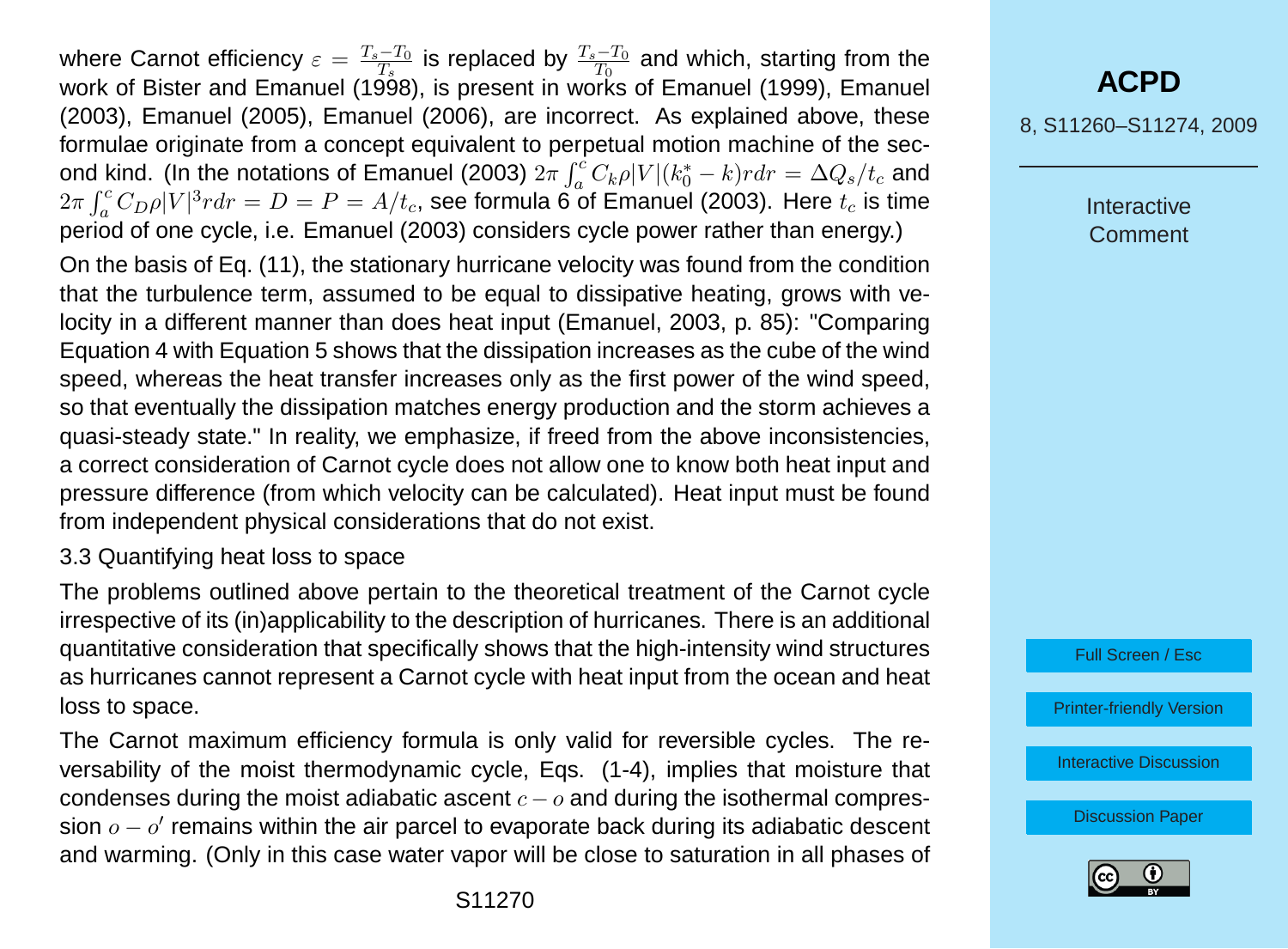where Carnot efficiency $\varepsilon = \frac{T_s - T_0}{T_s}$ is replaced by $\frac{T_s - T_0}{T_0}$ and which, starting from the work of Bister and Emanuel (1998), is present in works of Emanuel (1999), Emanuel (2003), Emanuel (2005), Emanuel (2006), are incorrect. As explained above, these formulae originate from a concept equivalent to perpetual motion machine of the second kind. (In the notations of Emanuel (2003) $2\pi \int_a^c C_k \rho |V| (k_0^* - k) r dr = \Delta Q_s / t_c$ and $2\pi \int_a^c C_D \rho |V|^3 r dr = D = P = A/t_c$, see formula 6 of Emanuel (2003). Here $t_c$ is time period of one cycle, i.e. Emanuel (2003) considers cycle power rather than energy.)

On the basis of Eq. (11), the stationary hurricane velocity was found from the condition that the turbulence term, assumed to be equal to dissipative heating, grows with velocity in a different manner than does heat input (Emanuel, 2003, p. 85): "Comparing Equation 4 with Equation 5 shows that the dissipation increases as the cube of the wind speed, whereas the heat transfer increases only as the first power of the wind speed, so that eventually the dissipation matches energy production and the storm achieves a quasi-steady state." In reality, we emphasize, if freed from the above inconsistencies, a correct consideration of Carnot cycle does not allow one to know both heat input and pressure difference (from which velocity can be calculated). Heat input must be found from independent physical considerations that do not exist.

### 3.3 Quantifying heat loss to space

The problems outlined above pertain to the theoretical treatment of the Carnot cycle irrespective of its (in)applicability to the description of hurricanes. There is an additional quantitative consideration that specifically shows that the high-intensity wind structures as hurricanes cannot represent a Carnot cycle with heat input from the ocean and heat loss to space.

The Carnot maximum efficiency formula is only valid for reversible cycles. The reversability of the moist thermodynamic cycle, Eqs. (1-4), implies that moisture that condenses during the moist adiabatic ascent $c - o$ and during the isothermal compression $o - o'$ remains within the air parcel to evaporate back during its adiabatic descent and warming. (Only in this case water vapor will be close to saturation in all phases of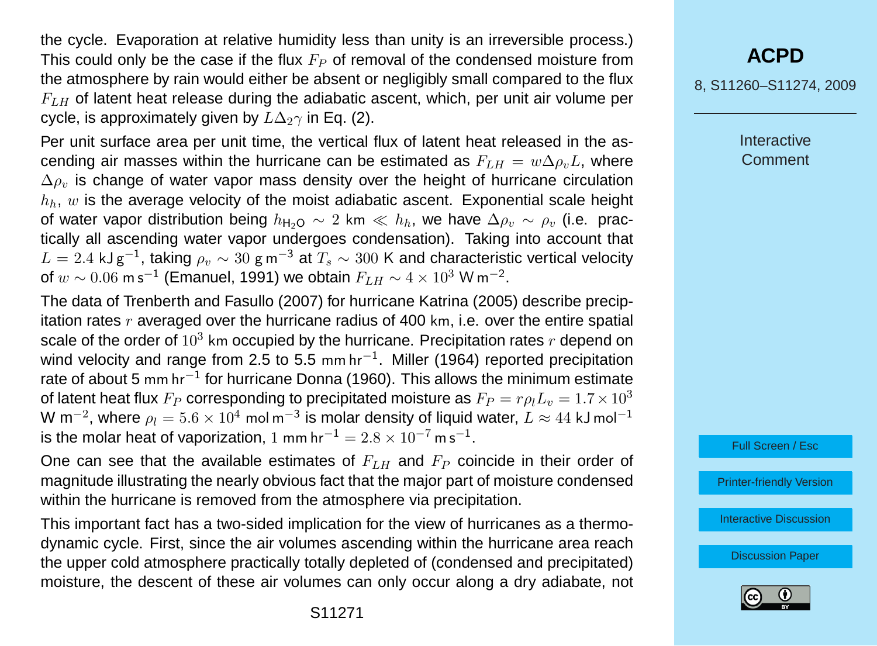the cycle. Evaporation at relative humidity less than unity is an irreversible process.) This could only be the case if the flux $F_P$ of removal of the condensed moisture from the atmosphere by rain would either be absent or negligibly small compared to the flux $F_{LH}$ of latent heat release during the adiabatic ascent, which, per unit air volume per cycle, is approximately given by $L\Delta_2\gamma$ in Eq. (2).

Per unit surface area per unit time, the vertical flux of latent heat released in the ascending air masses within the hurricane can be estimated as $F_{LH} = w\Delta\rho_v L$, where $\Delta\rho_v$ is change of water vapor mass density over the height of hurricane circulation $h_h$, $w$ is the average velocity of the moist adiabatic ascent. Exponential scale height of water vapor distribution being $h_{\mathrm{H_2O}} \sim 2$ km $\ll h_h$, we have $\Delta\rho_v \sim \rho_v$ (i.e. practically all ascending water vapor undergoes condensation). Taking into account that $L = 2.4$ kJ g$^{-1}$, taking $\rho_v \sim 30$ g m$^{-3}$ at $T_s \sim 300$ K and characteristic vertical velocity of $w \sim 0.06$ m s$^{-1}$ (Emanuel, 1991) we obtain $F_{LH} \sim 4 \times 10^3$ W m$^{-2}$.

The data of Trenberth and Fasullo (2007) for hurricane Katrina (2005) describe precipitation rates $r$ averaged over the hurricane radius of 400 km, i.e. over the entire spatial scale of the order of $10^3$ km occupied by the hurricane. Precipitation rates $r$ depend on wind velocity and range from 2.5 to 5.5 mm hr$^{-1}$. Miller (1964) reported precipitation rate of about 5 mm hr$^{-1}$ for hurricane Donna (1960). This allows the minimum estimate of latent heat flux $F_P$ corresponding to precipitated moisture as $F_P = r\rho_l L_v = 1.7 \times 10^3$ W m$^{-2}$, where $\rho_l = 5.6 \times 10^4$ mol m$^{-3}$ is molar density of liquid water, $L \approx 44$ kJ mol$^{-1}$ is the molar heat of vaporization, $1$ mm hr$^{-1} = 2.8 \times 10^{-7}$ m s$^{-1}$.

One can see that the available estimates of $F_{LH}$ and $F_P$ coincide in their order of magnitude illustrating the nearly obvious fact that the major part of moisture condensed within the hurricane is removed from the atmosphere via precipitation.

This important fact has a two-sided implication for the view of hurricanes as a thermodynamic cycle. First, since the air volumes ascending within the hurricane area reach the upper cold atmosphere practically totally depleted of (condensed and precipitated) moisture, the descent of these air volumes can only occur along a dry adiabate, not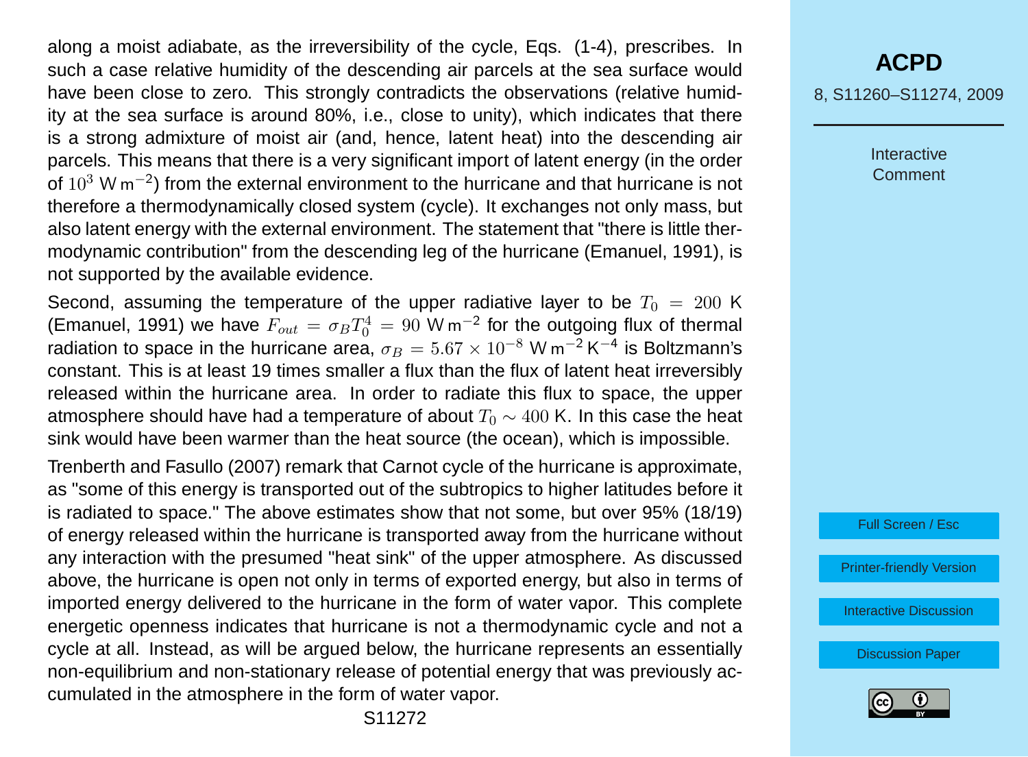along a moist adiabate, as the irreversibility of the cycle, Eqs. (1-4), prescribes. In such a case relative humidity of the descending air parcels at the sea surface would have been close to zero. This strongly contradicts the observations (relative humidity at the sea surface is around 80%, i.e., close to unity), which indicates that there is a strong admixture of moist air (and, hence, latent heat) into the descending air parcels. This means that there is a very significant import of latent energy (in the order of $10^3$ W m$^{-2}$) from the external environment to the hurricane and that hurricane is not therefore a thermodynamically closed system (cycle). It exchanges not only mass, but also latent energy with the external environment. The statement that "there is little thermodynamic contribution" from the descending leg of the hurricane (Emanuel, 1991), is not supported by the available evidence.

Second, assuming the temperature of the upper radiative layer to be $T_0 = 200$ K (Emanuel, 1991) we have $F_{out} = \sigma_B T_0^4 = 90$ W m$^{-2}$ for the outgoing flux of thermal radiation to space in the hurricane area, $\sigma_B = 5.67 \times 10^{-8}$ W m$^{-2}$ K$^{-4}$ is Boltzmann's constant. This is at least 19 times smaller a flux than the flux of latent heat irreversibly released within the hurricane area. In order to radiate this flux to space, the upper atmosphere should have had a temperature of about $T_0 \sim 400$ K. In this case the heat sink would have been warmer than the heat source (the ocean), which is impossible.

Trenberth and Fasullo (2007) remark that Carnot cycle of the hurricane is approximate, as "some of this energy is transported out of the subtropics to higher latitudes before it is radiated to space." The above estimates show that not some, but over 95% (18/19) of energy released within the hurricane is transported away from the hurricane without any interaction with the presumed "heat sink" of the upper atmosphere. As discussed above, the hurricane is open not only in terms of exported energy, but also in terms of imported energy delivered to the hurricane in the form of water vapor. This complete energetic openness indicates that hurricane is not a thermodynamic cycle and not a cycle at all. Instead, as will be argued below, the hurricane represents an essentially non-equilibrium and non-stationary release of potential energy that was previously accumulated in the atmosphere in the form of water vapor.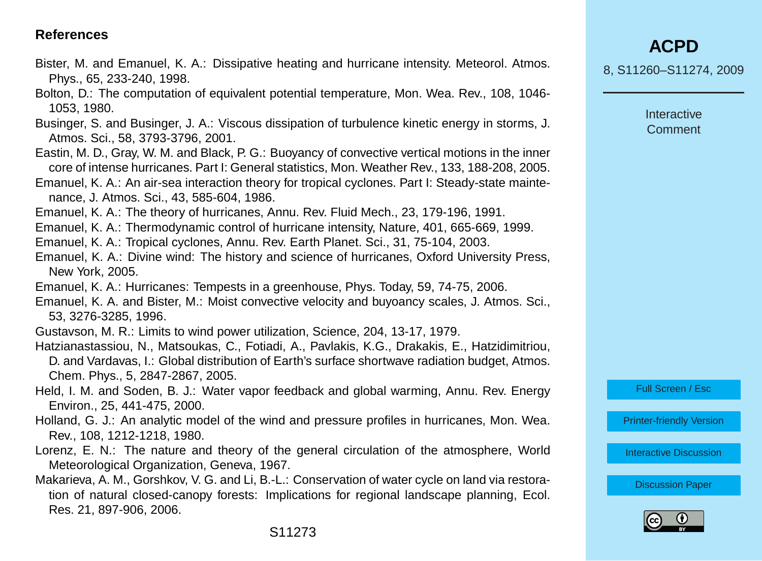## References

Bister, M. and Emanuel, K. A.: Dissipative heating and hurricane intensity. Meteorol. Atmos. Phys., 65, 233-240, 1998.

Bolton, D.: The computation of equivalent potential temperature, Mon. Wea. Rev., 108, 1046-1053, 1980.

Businger, S. and Businger, J. A.: Viscous dissipation of turbulence kinetic energy in storms, J. Atmos. Sci., 58, 3793-3796, 2001.

Eastin, M. D., Gray, W. M. and Black, P. G.: Buoyancy of convective vertical motions in the inner core of intense hurricanes. Part I: General statistics, Mon. Weather Rev., 133, 188-208, 2005.

Emanuel, K. A.: An air-sea interaction theory for tropical cyclones. Part I: Steady-state maintenance, J. Atmos. Sci., 43, 585-604, 1986.

Emanuel, K. A.: The theory of hurricanes, Annu. Rev. Fluid Mech., 23, 179-196, 1991.

Emanuel, K. A.: Thermodynamic control of hurricane intensity, Nature, 401, 665-669, 1999.

Emanuel, K. A.: Tropical cyclones, Annu. Rev. Earth Planet. Sci., 31, 75-104, 2003.

Emanuel, K. A.: Divine wind: The history and science of hurricanes, Oxford University Press, New York, 2005.

Emanuel, K. A.: Hurricanes: Tempests in a greenhouse, Phys. Today, 59, 74-75, 2006.

Emanuel, K. A. and Bister, M.: Moist convective velocity and buyoancy scales, J. Atmos. Sci., 53, 3276-3285, 1996.

Gustavson, M. R.: Limits to wind power utilization, Science, 204, 13-17, 1979.

Hatzianastassiou, N., Matsoukas, C., Fotiadi, A., Pavlakis, K.G., Drakakis, E., Hatzidimitriou, D. and Vardavas, I.: Global distribution of Earth's surface shortwave radiation budget, Atmos. Chem. Phys., 5, 2847-2867, 2005.

Held, I. M. and Soden, B. J.: Water vapor feedback and global warming, Annu. Rev. Energy Environ., 25, 441-475, 2000.

Holland, G. J.: An analytic model of the wind and pressure profiles in hurricanes, Mon. Wea. Rev., 108, 1212-1218, 1980.

Lorenz, E. N.: The nature and theory of the general circulation of the atmosphere, World Meteorological Organization, Geneva, 1967.

Makarieva, A. M., Gorshkov, V. G. and Li, B.-L.: Conservation of water cycle on land via restoration of natural closed-canopy forests: Implications for regional landscape planning, Ecol. Res. 21, 897-906, 2006.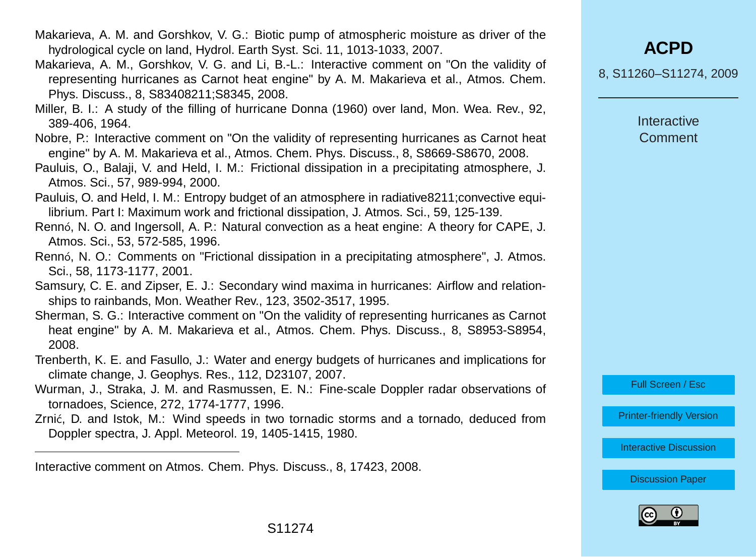Makarieva, A. M. and Gorshkov, V. G.: Biotic pump of atmospheric moisture as driver of the hydrological cycle on land, Hydrol. Earth Syst. Sci. 11, 1013-1033, 2007.

Makarieva, A. M., Gorshkov, V. G. and Li, B.-L.: Interactive comment on "On the validity of representing hurricanes as Carnot heat engine" by A. M. Makarieva et al., Atmos. Chem. Phys. Discuss., 8, S83408211;S8345, 2008.

Miller, B. I.: A study of the filling of hurricane Donna (1960) over land, Mon. Wea. Rev., 92, 389-406, 1964.

Nobre, P.: Interactive comment on "On the validity of representing hurricanes as Carnot heat engine" by A. M. Makarieva et al., Atmos. Chem. Phys. Discuss., 8, S8669-S8670, 2008.

Pauluis, O., Balaji, V. and Held, I. M.: Frictional dissipation in a precipitating atmosphere, J. Atmos. Sci., 57, 989-994, 2000.

Pauluis, O. and Held, I. M.: Entropy budget of an atmosphere in radiative8211;convective equilibrium. Part I: Maximum work and frictional dissipation, J. Atmos. Sci., 59, 125-139.

Rennó, N. O. and Ingersoll, A. P.: Natural convection as a heat engine: A theory for CAPE, J. Atmos. Sci., 53, 572-585, 1996.

Rennó, N. O.: Comments on "Frictional dissipation in a precipitating atmosphere", J. Atmos. Sci., 58, 1173-1177, 2001.

Samsury, C. E. and Zipser, E. J.: Secondary wind maxima in hurricanes: Airflow and relationships to rainbands, Mon. Weather Rev., 123, 3502-3517, 1995.

Sherman, S. G.: Interactive comment on "On the validity of representing hurricanes as Carnot heat engine" by A. M. Makarieva et al., Atmos. Chem. Phys. Discuss., 8, S8953-S8954, 2008.

Trenberth, K. E. and Fasullo, J.: Water and energy budgets of hurricanes and implications for climate change, J. Geophys. Res., 112, D23107, 2007.

Wurman, J., Straka, J. M. and Rasmussen, E. N.: Fine-scale Doppler radar observations of tornadoes, Science, 272, 1774-1777, 1996.

Zrnić, D. and Istok, M.: Wind speeds in two tornadic storms and a tornado, deduced from Doppler spectra, J. Appl. Meteorol. 19, 1405-1415, 1980.

---

Interactive comment on Atmos. Chem. Phys. Discuss., 8, 17423, 2008.